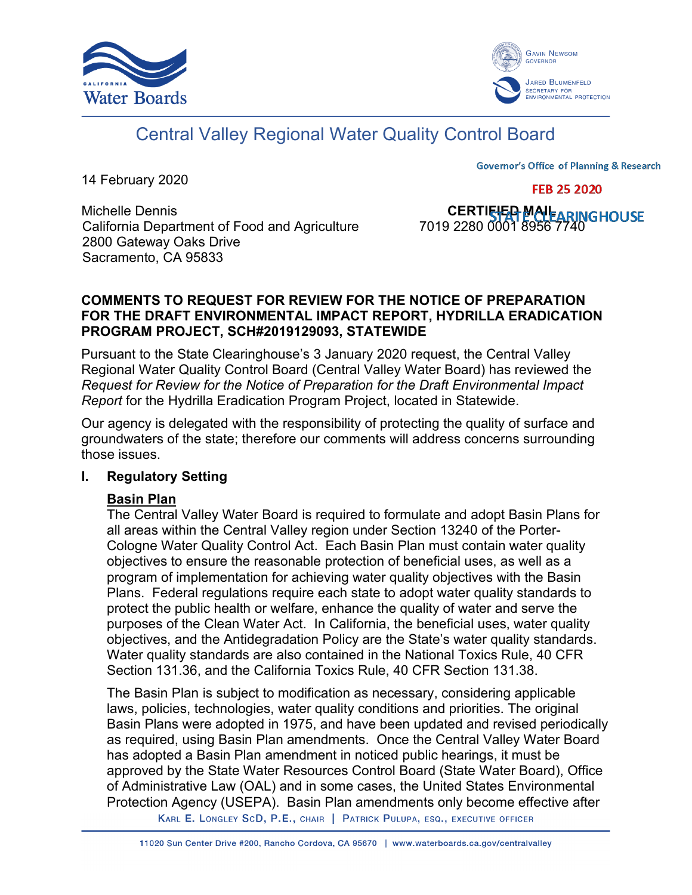California Water Boards

Gavin Newsom, Governor
Jared Blumenfeld, Secretary for Environmental Protection

# Central Valley Regional Water Quality Control Board

Governor's Office of Planning & Research

FEB 25 2020

STATE CLEARINGHOUSE

14 February 2020

Michelle Dennis
California Department of Food and Agriculture
2800 Gateway Oaks Drive
Sacramento, CA 95833

**CERTIFIED MAIL**
7019 2280 0001 8956 7740

**COMMENTS TO REQUEST FOR REVIEW FOR THE NOTICE OF PREPARATION FOR THE DRAFT ENVIRONMENTAL IMPACT REPORT, HYDRILLA ERADICATION PROGRAM PROJECT, SCH#2019129093, STATEWIDE**

Pursuant to the State Clearinghouse's 3 January 2020 request, the Central Valley Regional Water Quality Control Board (Central Valley Water Board) has reviewed the *Request for Review for the Notice of Preparation for the Draft Environmental Impact Report* for the Hydrilla Eradication Program Project, located in Statewide.

Our agency is delegated with the responsibility of protecting the quality of surface and groundwaters of the state; therefore our comments will address concerns surrounding those issues.

## I. Regulatory Setting

**Basin Plan**

The Central Valley Water Board is required to formulate and adopt Basin Plans for all areas within the Central Valley region under Section 13240 of the Porter-Cologne Water Quality Control Act. Each Basin Plan must contain water quality objectives to ensure the reasonable protection of beneficial uses, as well as a program of implementation for achieving water quality objectives with the Basin Plans. Federal regulations require each state to adopt water quality standards to protect the public health or welfare, enhance the quality of water and serve the purposes of the Clean Water Act. In California, the beneficial uses, water quality objectives, and the Antidegradation Policy are the State's water quality standards. Water quality standards are also contained in the National Toxics Rule, 40 CFR Section 131.36, and the California Toxics Rule, 40 CFR Section 131.38.

The Basin Plan is subject to modification as necessary, considering applicable laws, policies, technologies, water quality conditions and priorities. The original Basin Plans were adopted in 1975, and have been updated and revised periodically as required, using Basin Plan amendments. Once the Central Valley Water Board has adopted a Basin Plan amendment in noticed public hearings, it must be approved by the State Water Resources Control Board (State Water Board), Office of Administrative Law (OAL) and in some cases, the United States Environmental Protection Agency (USEPA). Basin Plan amendments only become effective after

Karl E. Longley ScD, P.E., Chair | Patrick Pulupa, Esq., Executive Officer

11020 Sun Center Drive #200, Rancho Cordova, CA 95670 | www.waterboards.ca.gov/centralvalley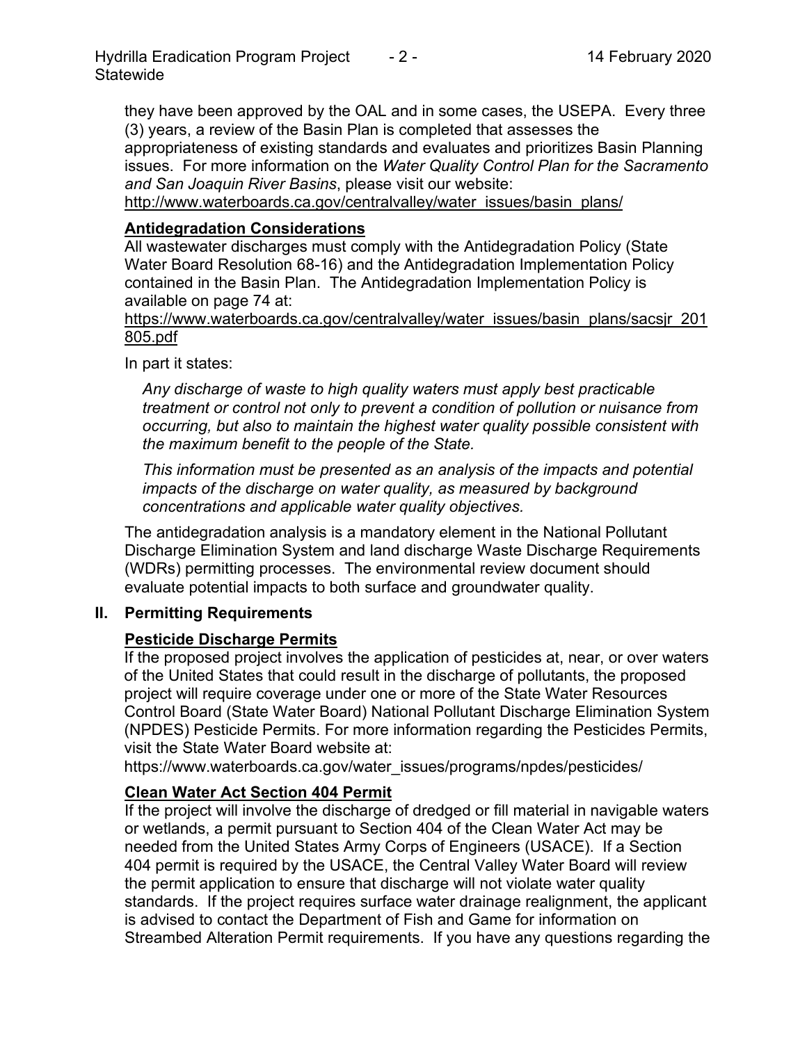they have been approved by the OAL and in some cases, the USEPA. Every three (3) years, a review of the Basin Plan is completed that assesses the appropriateness of existing standards and evaluates and prioritizes Basin Planning issues. For more information on the *Water Quality Control Plan for the Sacramento and San Joaquin River Basins*, please visit our website: http://www.waterboards.ca.gov/centralvalley/water_issues/basin_plans/

**Antidegradation Considerations**

All wastewater discharges must comply with the Antidegradation Policy (State Water Board Resolution 68-16) and the Antidegradation Implementation Policy contained in the Basin Plan. The Antidegradation Implementation Policy is available on page 74 at:
https://www.waterboards.ca.gov/centralvalley/water_issues/basin_plans/sacsjr_201805.pdf

In part it states:

> *Any discharge of waste to high quality waters must apply best practicable treatment or control not only to prevent a condition of pollution or nuisance from occurring, but also to maintain the highest water quality possible consistent with the maximum benefit to the people of the State.*
>
> *This information must be presented as an analysis of the impacts and potential impacts of the discharge on water quality, as measured by background concentrations and applicable water quality objectives.*

The antidegradation analysis is a mandatory element in the National Pollutant Discharge Elimination System and land discharge Waste Discharge Requirements (WDRs) permitting processes. The environmental review document should evaluate potential impacts to both surface and groundwater quality.

## II. Permitting Requirements

**Pesticide Discharge Permits**

If the proposed project involves the application of pesticides at, near, or over waters of the United States that could result in the discharge of pollutants, the proposed project will require coverage under one or more of the State Water Resources Control Board (State Water Board) National Pollutant Discharge Elimination System (NPDES) Pesticide Permits. For more information regarding the Pesticides Permits, visit the State Water Board website at:
https://www.waterboards.ca.gov/water_issues/programs/npdes/pesticides/

**Clean Water Act Section 404 Permit**

If the project will involve the discharge of dredged or fill material in navigable waters or wetlands, a permit pursuant to Section 404 of the Clean Water Act may be needed from the United States Army Corps of Engineers (USACE). If a Section 404 permit is required by the USACE, the Central Valley Water Board will review the permit application to ensure that discharge will not violate water quality standards. If the project requires surface water drainage realignment, the applicant is advised to contact the Department of Fish and Game for information on Streambed Alteration Permit requirements. If you have any questions regarding the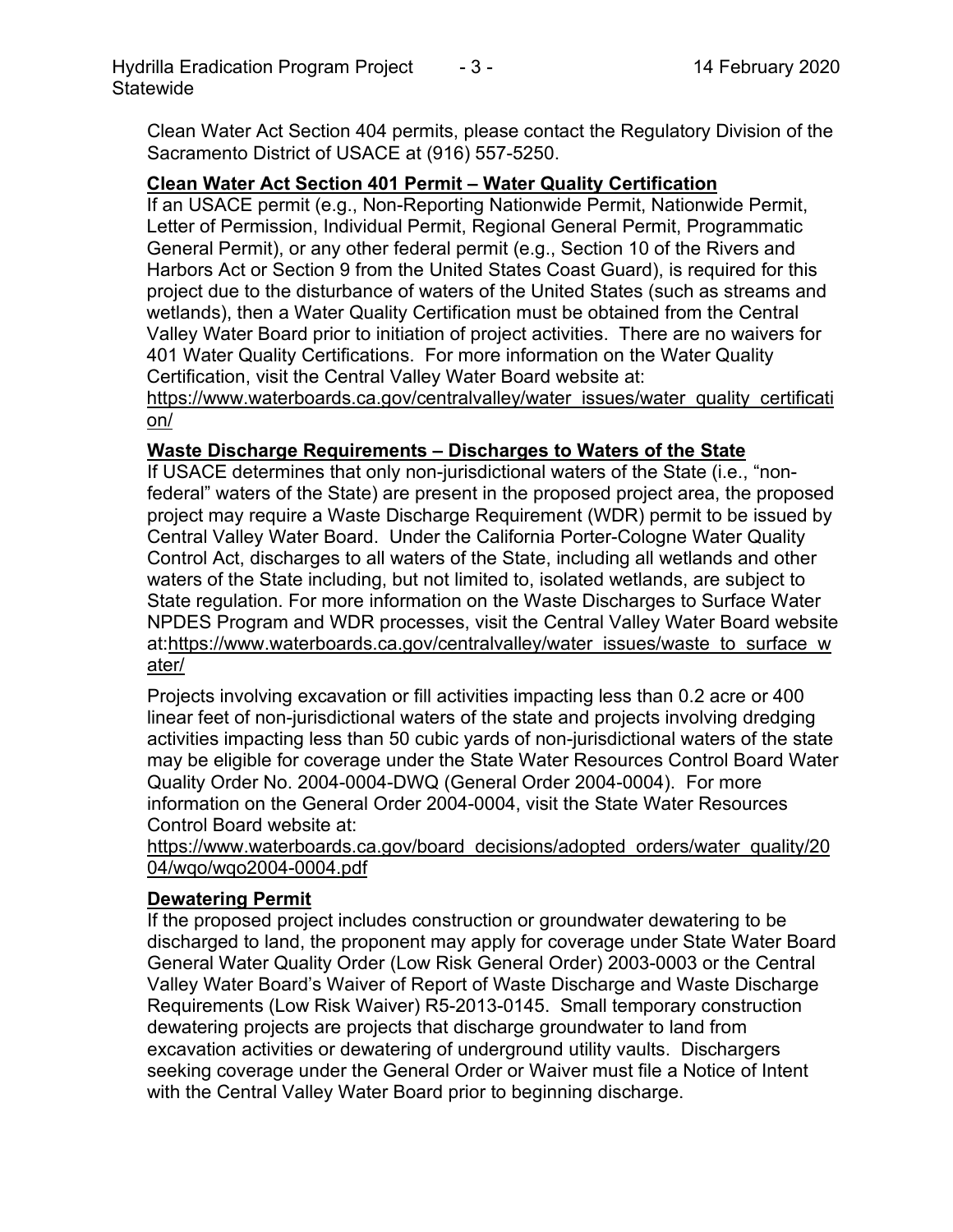Clean Water Act Section 404 permits, please contact the Regulatory Division of the Sacramento District of USACE at (916) 557-5250.

**Clean Water Act Section 401 Permit – Water Quality Certification**

If an USACE permit (e.g., Non-Reporting Nationwide Permit, Nationwide Permit, Letter of Permission, Individual Permit, Regional General Permit, Programmatic General Permit), or any other federal permit (e.g., Section 10 of the Rivers and Harbors Act or Section 9 from the United States Coast Guard), is required for this project due to the disturbance of waters of the United States (such as streams and wetlands), then a Water Quality Certification must be obtained from the Central Valley Water Board prior to initiation of project activities. There are no waivers for 401 Water Quality Certifications. For more information on the Water Quality Certification, visit the Central Valley Water Board website at: https://www.waterboards.ca.gov/centralvalley/water_issues/water_quality_certification/

**Waste Discharge Requirements – Discharges to Waters of the State**

If USACE determines that only non-jurisdictional waters of the State (i.e., "non-federal" waters of the State) are present in the proposed project area, the proposed project may require a Waste Discharge Requirement (WDR) permit to be issued by Central Valley Water Board. Under the California Porter-Cologne Water Quality Control Act, discharges to all waters of the State, including all wetlands and other waters of the State including, but not limited to, isolated wetlands, are subject to State regulation. For more information on the Waste Discharges to Surface Water NPDES Program and WDR processes, visit the Central Valley Water Board website at:https://www.waterboards.ca.gov/centralvalley/water_issues/waste_to_surface_water/

Projects involving excavation or fill activities impacting less than 0.2 acre or 400 linear feet of non-jurisdictional waters of the state and projects involving dredging activities impacting less than 50 cubic yards of non-jurisdictional waters of the state may be eligible for coverage under the State Water Resources Control Board Water Quality Order No. 2004-0004-DWQ (General Order 2004-0004). For more information on the General Order 2004-0004, visit the State Water Resources Control Board website at: https://www.waterboards.ca.gov/board_decisions/adopted_orders/water_quality/2004/wqo/wqo2004-0004.pdf

**Dewatering Permit**

If the proposed project includes construction or groundwater dewatering to be discharged to land, the proponent may apply for coverage under State Water Board General Water Quality Order (Low Risk General Order) 2003-0003 or the Central Valley Water Board's Waiver of Report of Waste Discharge and Waste Discharge Requirements (Low Risk Waiver) R5-2013-0145. Small temporary construction dewatering projects are projects that discharge groundwater to land from excavation activities or dewatering of underground utility vaults. Dischargers seeking coverage under the General Order or Waiver must file a Notice of Intent with the Central Valley Water Board prior to beginning discharge.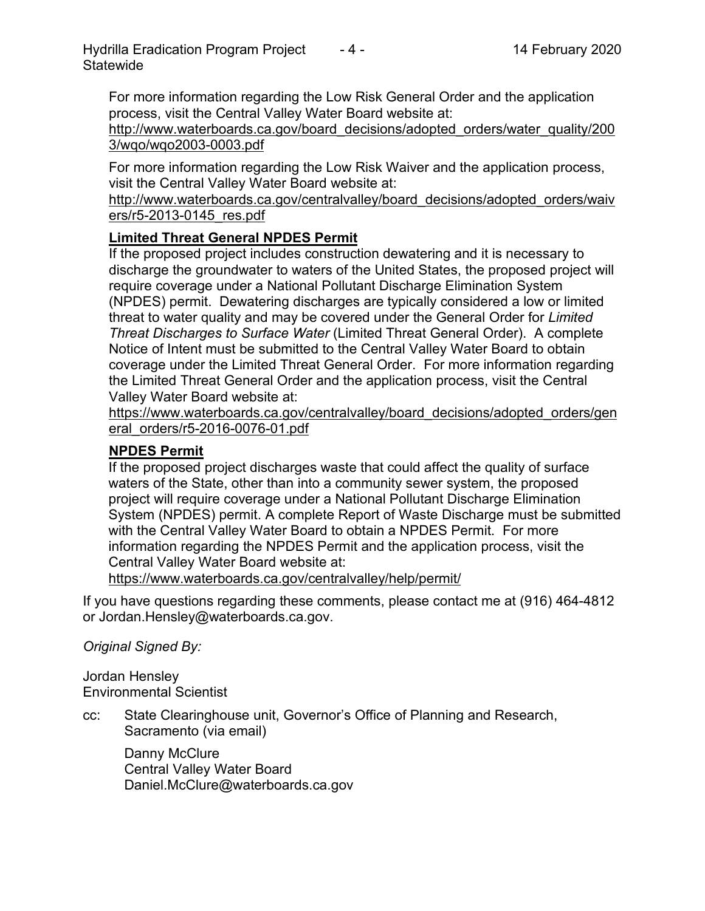For more information regarding the Low Risk General Order and the application process, visit the Central Valley Water Board website at:
http://www.waterboards.ca.gov/board_decisions/adopted_orders/water_quality/2003/wqo/wqo2003-0003.pdf

For more information regarding the Low Risk Waiver and the application process, visit the Central Valley Water Board website at:
http://www.waterboards.ca.gov/centralvalley/board_decisions/adopted_orders/waivers/r5-2013-0145_res.pdf

**Limited Threat General NPDES Permit**

If the proposed project includes construction dewatering and it is necessary to discharge the groundwater to waters of the United States, the proposed project will require coverage under a National Pollutant Discharge Elimination System (NPDES) permit. Dewatering discharges are typically considered a low or limited threat to water quality and may be covered under the General Order for *Limited Threat Discharges to Surface Water* (Limited Threat General Order). A complete Notice of Intent must be submitted to the Central Valley Water Board to obtain coverage under the Limited Threat General Order. For more information regarding the Limited Threat General Order and the application process, visit the Central Valley Water Board website at:
https://www.waterboards.ca.gov/centralvalley/board_decisions/adopted_orders/general_orders/r5-2016-0076-01.pdf

**NPDES Permit**

If the proposed project discharges waste that could affect the quality of surface waters of the State, other than into a community sewer system, the proposed project will require coverage under a National Pollutant Discharge Elimination System (NPDES) permit. A complete Report of Waste Discharge must be submitted with the Central Valley Water Board to obtain a NPDES Permit. For more information regarding the NPDES Permit and the application process, visit the Central Valley Water Board website at:
https://www.waterboards.ca.gov/centralvalley/help/permit/

If you have questions regarding these comments, please contact me at (916) 464-4812 or Jordan.Hensley@waterboards.ca.gov.

*Original Signed By:*

Jordan Hensley
Environmental Scientist

cc: State Clearinghouse unit, Governor's Office of Planning and Research, Sacramento (via email)

Danny McClure
Central Valley Water Board
Daniel.McClure@waterboards.ca.gov